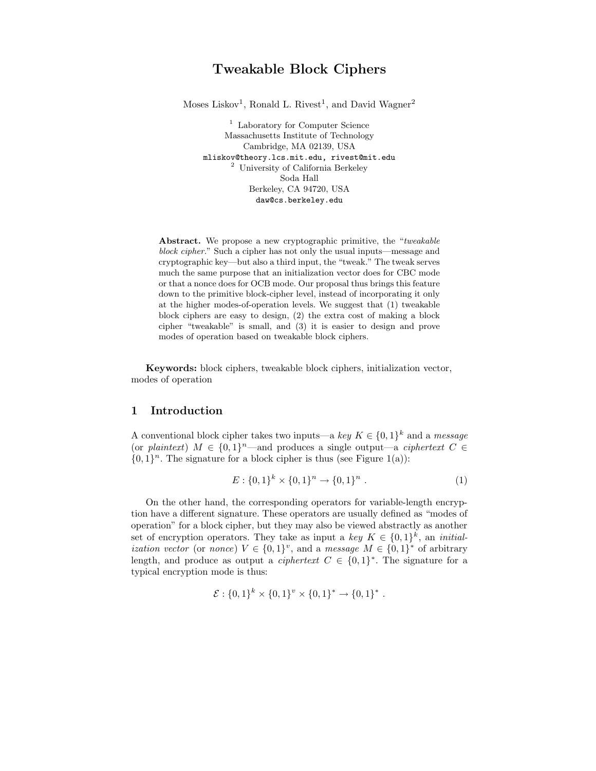# Tweakable Block Ciphers

Moses Liskov[1], Ronald L. Rivest[1], and David Wagner[2]

[1] Laboratory for Computer Science
Massachusetts Institute of Technology
Cambridge, MA 02139, USA
mliskov@theory.lcs.mit.edu, rivest@mit.edu

[2] University of California Berkeley
Soda Hall
Berkeley, CA 94720, USA
daw@cs.berkeley.edu

**Abstract.** We propose a new cryptographic primitive, the "*tweakable block cipher.*" Such a cipher has not only the usual inputs—message and cryptographic key—but also a third input, the "tweak." The tweak serves much the same purpose that an initialization vector does for CBC mode or that a nonce does for OCB mode. Our proposal thus brings this feature down to the primitive block-cipher level, instead of incorporating it only at the higher modes-of-operation levels. We suggest that (1) tweakable block ciphers are easy to design, (2) the extra cost of making a block cipher "tweakable" is small, and (3) it is easier to design and prove modes of operation based on tweakable block ciphers.

**Keywords:** block ciphers, tweakable block ciphers, initialization vector, modes of operation

## 1 Introduction

A conventional block cipher takes two inputs—a *key* $K \in \{0,1\}^k$ and a *message* (or *plaintext*) $M \in \{0,1\}^n$—and produces a single output—a *ciphertext* $C \in \{0,1\}^n$. The signature for a block cipher is thus (see Figure 1(a)):

$$E : \{0,1\}^k \times \{0,1\}^n \to \{0,1\}^n \ . \tag{1}$$

On the other hand, the corresponding operators for variable-length encryption have a different signature. These operators are usually defined as "modes of operation" for a block cipher, but they may also be viewed abstractly as another set of encryption operators. They take as input a *key* $K \in \{0,1\}^k$, an *initialization vector* (or *nonce*) $V \in \{0,1\}^v$, and a *message* $M \in \{0,1\}^*$ of arbitrary length, and produce as output a *ciphertext* $C \in \{0,1\}^*$. The signature for a typical encryption mode is thus:

$$\mathcal{E} : \{0,1\}^k \times \{0,1\}^v \times \{0,1\}^* \to \{0,1\}^* \ .$$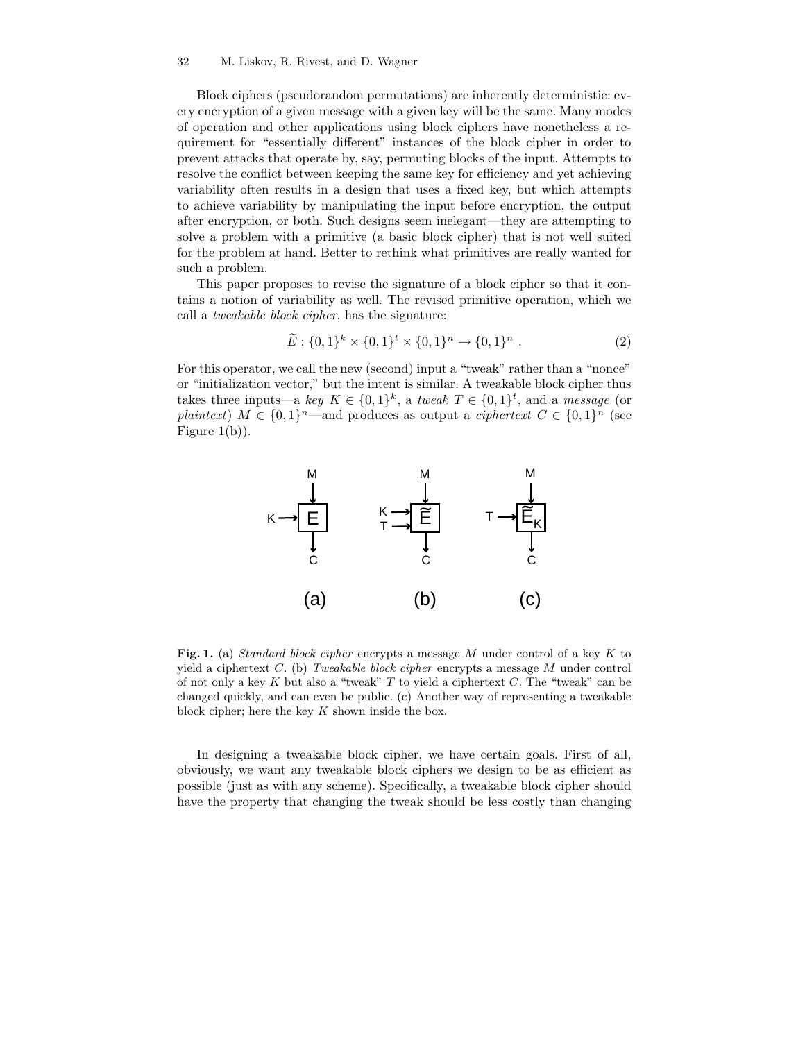Block ciphers (pseudorandom permutations) are inherently deterministic: every encryption of a given message with a given key will be the same. Many modes of operation and other applications using block ciphers have nonetheless a requirement for "essentially different" instances of the block cipher in order to prevent attacks that operate by, say, permuting blocks of the input. Attempts to resolve the conflict between keeping the same key for efficiency and yet achieving variability often results in a design that uses a fixed key, but which attempts to achieve variability by manipulating the input before encryption, the output after encryption, or both. Such designs seem inelegant—they are attempting to solve a problem with a primitive (a basic block cipher) that is not well suited for the problem at hand. Better to rethink what primitives are really wanted for such a problem.

This paper proposes to revise the signature of a block cipher so that it contains a notion of variability as well. The revised primitive operation, which we call a *tweakable block cipher*, has the signature:

$$\widetilde{E} : \{0,1\}^k \times \{0,1\}^t \times \{0,1\}^n \to \{0,1\}^n \ . \tag{2}$$

For this operator, we call the new (second) input a "tweak" rather than a "nonce" or "initialization vector," but the intent is similar. A tweakable block cipher thus takes three inputs—a *key* $K \in \{0,1\}^k$, a *tweak* $T \in \{0,1\}^t$, and a *message* (or *plaintext*) $M \in \{0,1\}^n$—and produces as output a *ciphertext* $C \in \{0,1\}^n$ (see Figure 1(b)).

**Fig. 1.** (a) *Standard block cipher* encrypts a message $M$ under control of a key $K$ to yield a ciphertext $C$. (b) *Tweakable block cipher* encrypts a message $M$ under control of not only a key $K$ but also a "tweak" $T$ to yield a ciphertext $C$. The "tweak" can be changed quickly, and can even be public. (c) Another way of representing a tweakable block cipher; here the key $K$ shown inside the box.

In designing a tweakable block cipher, we have certain goals. First of all, obviously, we want any tweakable block ciphers we design to be as efficient as possible (just as with any scheme). Specifically, a tweakable block cipher should have the property that changing the tweak should be less costly than changing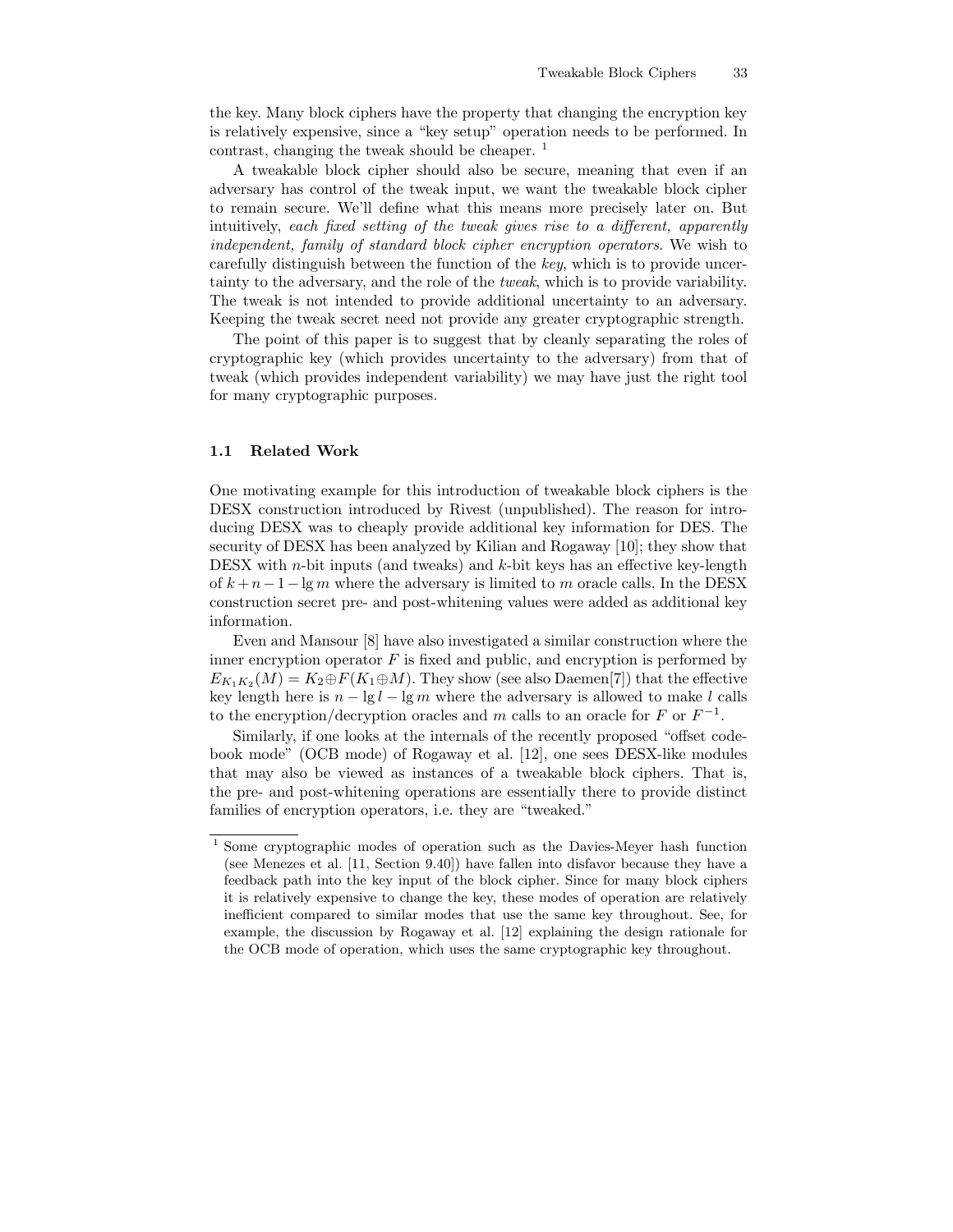the key. Many block ciphers have the property that changing the encryption key is relatively expensive, since a "key setup" operation needs to be performed. In contrast, changing the tweak should be cheaper. [1]

A tweakable block cipher should also be secure, meaning that even if an adversary has control of the tweak input, we want the tweakable block cipher to remain secure. We'll define what this means more precisely later on. But intuitively, *each fixed setting of the tweak gives rise to a different, apparently independent, family of standard block cipher encryption operators*. We wish to carefully distinguish between the function of the *key*, which is to provide uncertainty to the adversary, and the role of the *tweak*, which is to provide variability. The tweak is not intended to provide additional uncertainty to an adversary. Keeping the tweak secret need not provide any greater cryptographic strength.

The point of this paper is to suggest that by cleanly separating the roles of cryptographic key (which provides uncertainty to the adversary) from that of tweak (which provides independent variability) we may have just the right tool for many cryptographic purposes.

### 1.1 Related Work

One motivating example for this introduction of tweakable block ciphers is the DESX construction introduced by Rivest (unpublished). The reason for introducing DESX was to cheaply provide additional key information for DES. The security of DESX has been analyzed by Kilian and Rogaway [10]; they show that DESX with $n$-bit inputs (and tweaks) and $k$-bit keys has an effective key-length of $k+n-1-\lg m$ where the adversary is limited to $m$ oracle calls. In the DESX construction secret pre- and post-whitening values were added as additional key information.

Even and Mansour [8] have also investigated a similar construction where the inner encryption operator $F$ is fixed and public, and encryption is performed by $E_{K_1K_2}(M) = K_2 \oplus F(K_1 \oplus M)$. They show (see also Daemen[7]) that the effective key length here is $n - \lg l - \lg m$ where the adversary is allowed to make $l$ calls to the encryption/decryption oracles and $m$ calls to an oracle for $F$ or $F^{-1}$.

Similarly, if one looks at the internals of the recently proposed "offset codebook mode" (OCB mode) of Rogaway et al. [12], one sees DESX-like modules that may also be viewed as instances of a tweakable block ciphers. That is, the pre- and post-whitening operations are essentially there to provide distinct families of encryption operators, i.e. they are "tweaked."

[1] Some cryptographic modes of operation such as the Davies-Meyer hash function (see Menezes et al. [11, Section 9.40]) have fallen into disfavor because they have a feedback path into the key input of the block cipher. Since for many block ciphers it is relatively expensive to change the key, these modes of operation are relatively inefficient compared to similar modes that use the same key throughout. See, for example, the discussion by Rogaway et al. [12] explaining the design rationale for the OCB mode of operation, which uses the same cryptographic key throughout.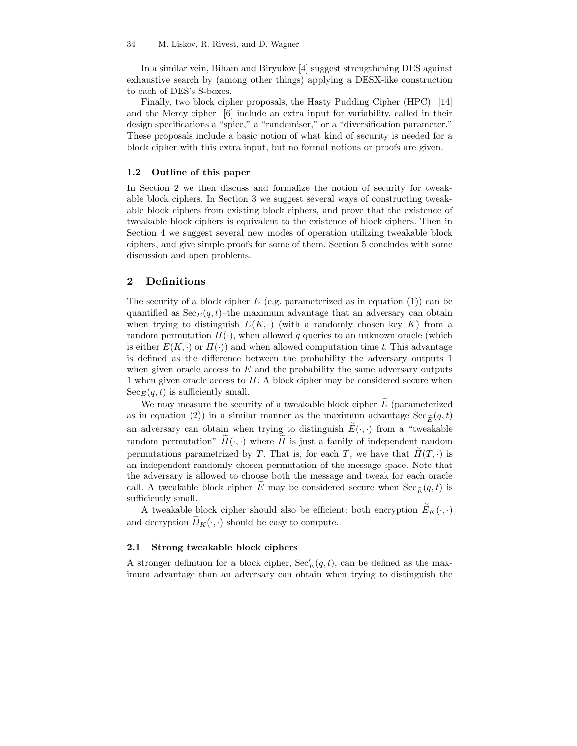In a similar vein, Biham and Biryukov [4] suggest strengthening DES against exhaustive search by (among other things) applying a DESX-like construction to each of DES's S-boxes.

Finally, two block cipher proposals, the Hasty Pudding Cipher (HPC) [14] and the Mercy cipher [6] include an extra input for variability, called in their design specifications a "spice," a "randomiser," or a "diversification parameter." These proposals include a basic notion of what kind of security is needed for a block cipher with this extra input, but no formal notions or proofs are given.

### 1.2 Outline of this paper

In Section 2 we then discuss and formalize the notion of security for tweakable block ciphers. In Section 3 we suggest several ways of constructing tweakable block ciphers from existing block ciphers, and prove that the existence of tweakable block ciphers is equivalent to the existence of block ciphers. Then in Section 4 we suggest several new modes of operation utilizing tweakable block ciphers, and give simple proofs for some of them. Section 5 concludes with some discussion and open problems.

## 2 Definitions

The security of a block cipher $E$ (e.g. parameterized as in equation (1)) can be quantified as $\mathrm{Sec}_E(q,t)$–the maximum advantage that an adversary can obtain when trying to distinguish $E(K,\cdot)$ (with a randomly chosen key $K$) from a random permutation $\Pi(\cdot)$, when allowed $q$ queries to an unknown oracle (which is either $E(K,\cdot)$ or $\Pi(\cdot)$) and when allowed computation time $t$. This advantage is defined as the difference between the probability the adversary outputs 1 when given oracle access to $E$ and the probability the same adversary outputs 1 when given oracle access to $\Pi$. A block cipher may be considered secure when $\mathrm{Sec}_E(q,t)$ is sufficiently small.

We may measure the security of a tweakable block cipher $\widetilde{E}$ (parameterized as in equation (2)) in a similar manner as the maximum advantage $\mathrm{Sec}_{\widetilde{E}}(q,t)$ an adversary can obtain when trying to distinguish $\widetilde{E}(\cdot,\cdot)$ from a "tweakable random permutation" $\widetilde{\Pi}(\cdot,\cdot)$ where $\widetilde{\Pi}$ is just a family of independent random permutations parametrized by $T$. That is, for each $T$, we have that $\widetilde{\Pi}(T,\cdot)$ is an independent randomly chosen permutation of the message space. Note that the adversary is allowed to choose both the message and tweak for each oracle call. A tweakable block cipher $\widetilde{E}$ may be considered secure when $\mathrm{Sec}_{\widetilde{E}}(q,t)$ is sufficiently small.

A tweakable block cipher should also be efficient: both encryption $\widetilde{E}_K(\cdot,\cdot)$ and decryption $\widetilde{D}_K(\cdot,\cdot)$ should be easy to compute.

### 2.1 Strong tweakable block ciphers

A stronger definition for a block cipher, $\mathrm{Sec}'_E(q,t)$, can be defined as the maximum advantage than an adversary can obtain when trying to distinguish the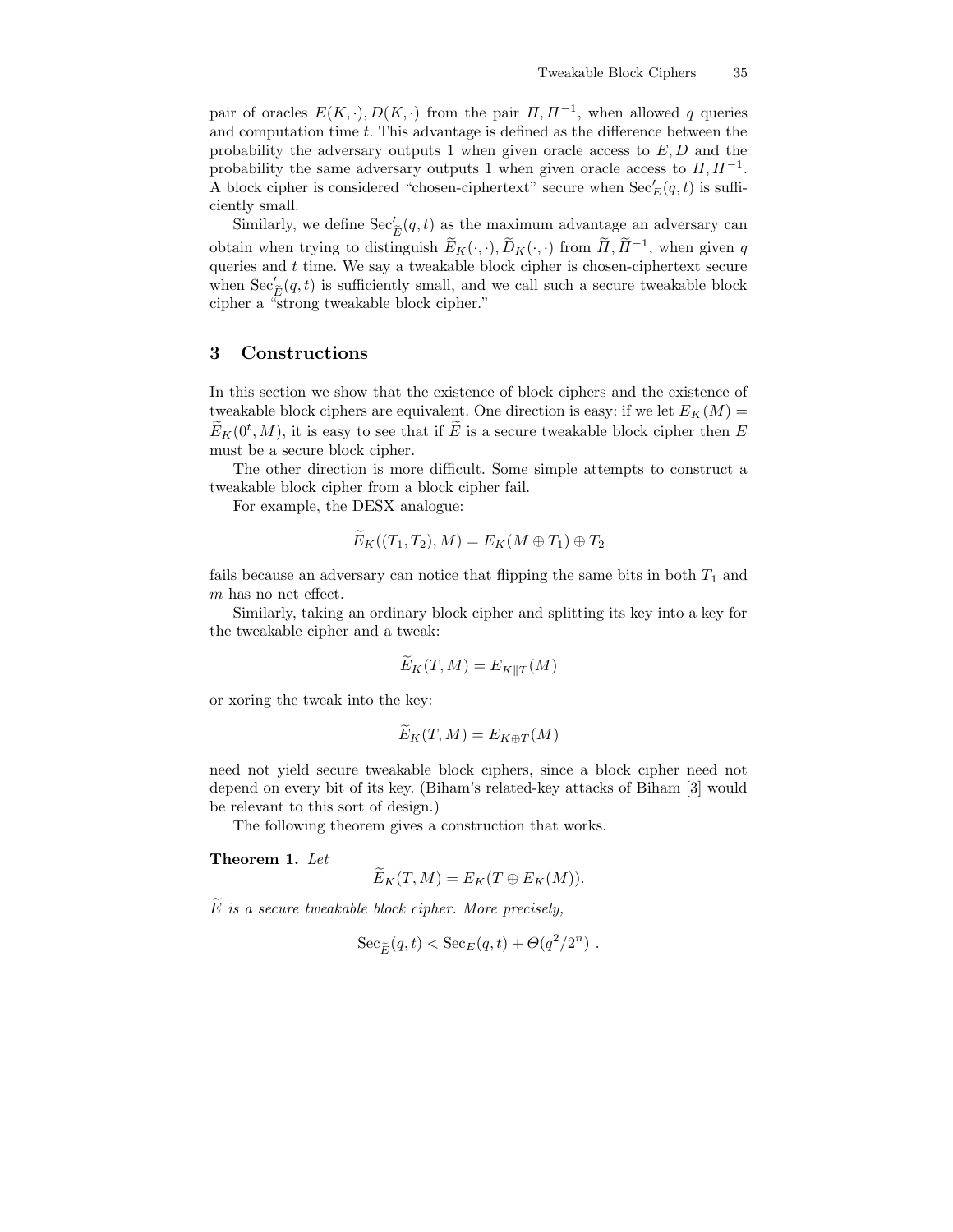pair of oracles $E(K,\cdot), D(K,\cdot)$ from the pair $\Pi, \Pi^{-1}$, when allowed $q$ queries and computation time $t$. This advantage is defined as the difference between the probability the adversary outputs 1 when given oracle access to $E, D$ and the probability the same adversary outputs 1 when given oracle access to $\Pi, \Pi^{-1}$. A block cipher is considered "chosen-ciphertext" secure when $\mathrm{Sec}'_E(q,t)$ is sufficiently small.

Similarly, we define $\mathrm{Sec}'_{\widetilde{E}}(q,t)$ as the maximum advantage an adversary can obtain when trying to distinguish $\widetilde{E}_K(\cdot,\cdot), \widetilde{D}_K(\cdot,\cdot)$ from $\widetilde{\Pi}, \widetilde{\Pi}^{-1}$, when given $q$ queries and $t$ time. We say a tweakable block cipher is chosen-ciphertext secure when $\mathrm{Sec}'_{\widetilde{E}}(q,t)$ is sufficiently small, and we call such a secure tweakable block cipher a "strong tweakable block cipher."

## 3 Constructions

In this section we show that the existence of block ciphers and the existence of tweakable block ciphers are equivalent. One direction is easy: if we let $E_K(M) = \widetilde{E}_K(0^t, M)$, it is easy to see that if $\widetilde{E}$ is a secure tweakable block cipher then $E$ must be a secure block cipher.

The other direction is more difficult. Some simple attempts to construct a tweakable block cipher from a block cipher fail.

For example, the DESX analogue:

$$\widetilde{E}_K((T_1,T_2),M) = E_K(M \oplus T_1) \oplus T_2$$

fails because an adversary can notice that flipping the same bits in both $T_1$ and $m$ has no net effect.

Similarly, taking an ordinary block cipher and splitting its key into a key for the tweakable cipher and a tweak:

$$\widetilde{E}_K(T,M) = E_{K\|T}(M)$$

or xoring the tweak into the key:

$$\widetilde{E}_K(T,M) = E_{K\oplus T}(M)$$

need not yield secure tweakable block ciphers, since a block cipher need not depend on every bit of its key. (Biham's related-key attacks of Biham [3] would be relevant to this sort of design.)

The following theorem gives a construction that works.

**Theorem 1.** *Let*

$$\widetilde{E}_K(T,M) = E_K(T \oplus E_K(M)).$$

*$\widetilde{E}$ is a secure tweakable block cipher. More precisely,*

$$\mathrm{Sec}_{\widetilde{E}}(q,t) < \mathrm{Sec}_E(q,t) + \Theta(q^2/2^n)\ .$$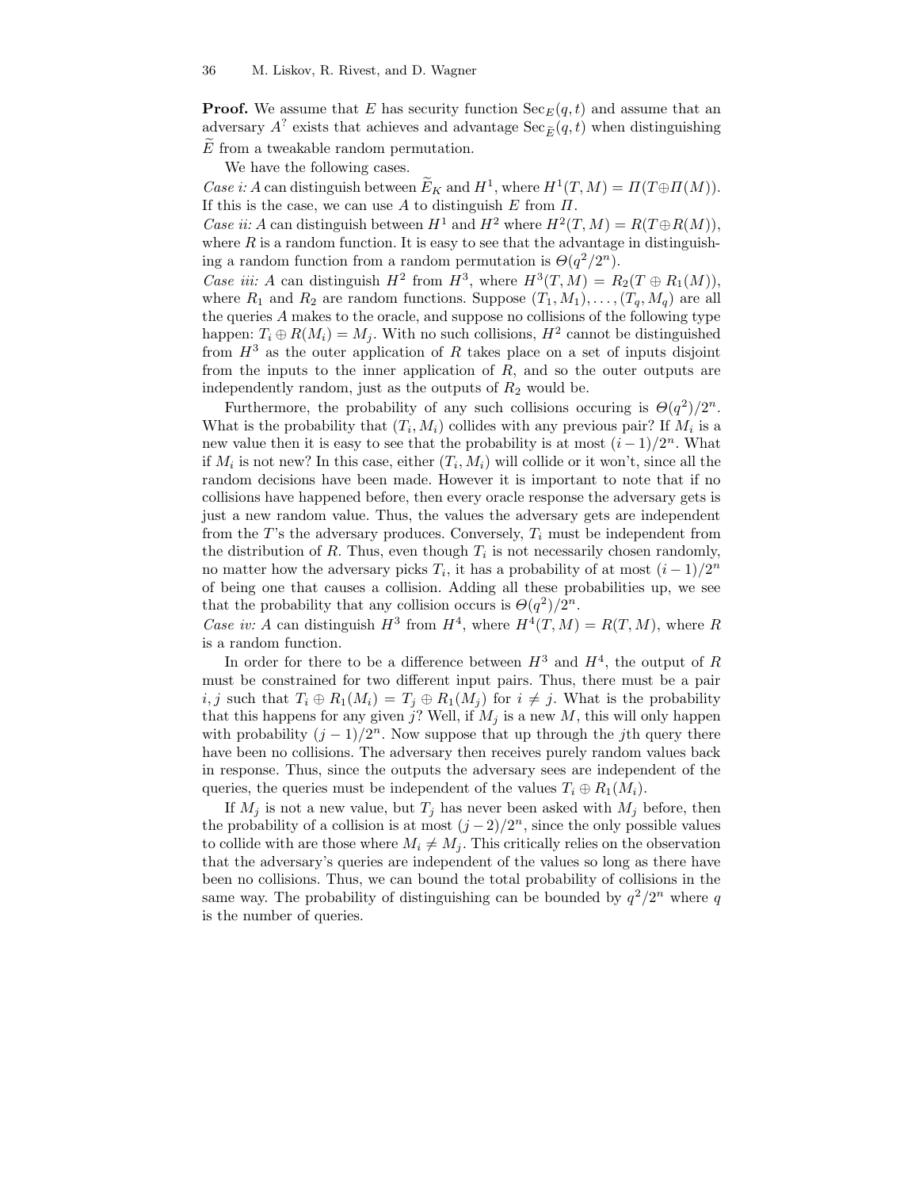**Proof.** We assume that $E$ has security function $\mathrm{Sec}_E(q,t)$ and assume that an adversary $A^?$ exists that achieves and advantage $\mathrm{Sec}_{\widetilde{E}}(q,t)$ when distinguishing $\widetilde{E}$ from a tweakable random permutation.

We have the following cases.

*Case i:* $A$ can distinguish between $\widetilde{E}_K$ and $H^1$, where $H^1(T,M) = \Pi(T \oplus \Pi(M))$. If this is the case, we can use $A$ to distinguish $E$ from $\Pi$.

*Case ii:* $A$ can distinguish between $H^1$ and $H^2$ where $H^2(T,M) = R(T \oplus R(M))$, where $R$ is a random function. It is easy to see that the advantage in distinguishing a random function from a random permutation is $\Theta(q^2/2^n)$.

*Case iii:* $A$ can distinguish $H^2$ from $H^3$, where $H^3(T,M) = R_2(T \oplus R_1(M))$, where $R_1$ and $R_2$ are random functions. Suppose $(T_1, M_1), \ldots, (T_q, M_q)$ are all the queries $A$ makes to the oracle, and suppose no collisions of the following type happen: $T_i \oplus R(M_i) = M_j$. With no such collisions, $H^2$ cannot be distinguished from $H^3$ as the outer application of $R$ takes place on a set of inputs disjoint from the inputs to the inner application of $R$, and so the outer outputs are independently random, just as the outputs of $R_2$ would be.

Furthermore, the probability of any such collisions occuring is $\Theta(q^2)/2^n$. What is the probability that $(T_i, M_i)$ collides with any previous pair? If $M_i$ is a new value then it is easy to see that the probability is at most $(i-1)/2^n$. What if $M_i$ is not new? In this case, either $(T_i, M_i)$ will collide or it won't, since all the random decisions have been made. However it is important to note that if no collisions have happened before, then every oracle response the adversary gets is just a new random value. Thus, the values the adversary gets are independent from the $T$'s the adversary produces. Conversely, $T_i$ must be independent from the distribution of $R$. Thus, even though $T_i$ is not necessarily chosen randomly, no matter how the adversary picks $T_i$, it has a probability of at most $(i-1)/2^n$ of being one that causes a collision. Adding all these probabilities up, we see that the probability that any collision occurs is $\Theta(q^2)/2^n$.

*Case iv:* $A$ can distinguish $H^3$ from $H^4$, where $H^4(T,M) = R(T,M)$, where $R$ is a random function.

In order for there to be a difference between $H^3$ and $H^4$, the output of $R$ must be constrained for two different input pairs. Thus, there must be a pair $i,j$ such that $T_i \oplus R_1(M_i) = T_j \oplus R_1(M_j)$ for $i \neq j$. What is the probability that this happens for any given $j$? Well, if $M_j$ is a new $M$, this will only happen with probability $(j-1)/2^n$. Now suppose that up through the $j$th query there have been no collisions. The adversary then receives purely random values back in response. Thus, since the outputs the adversary sees are independent of the queries, the queries must be independent of the values $T_i \oplus R_1(M_i)$.

If $M_j$ is not a new value, but $T_j$ has never been asked with $M_j$ before, then the probability of a collision is at most $(j-2)/2^n$, since the only possible values to collide with are those where $M_i \neq M_j$. This critically relies on the observation that the adversary's queries are independent of the values so long as there have been no collisions. Thus, we can bound the total probability of collisions in the same way. The probability of distinguishing can be bounded by $q^2/2^n$ where $q$ is the number of queries.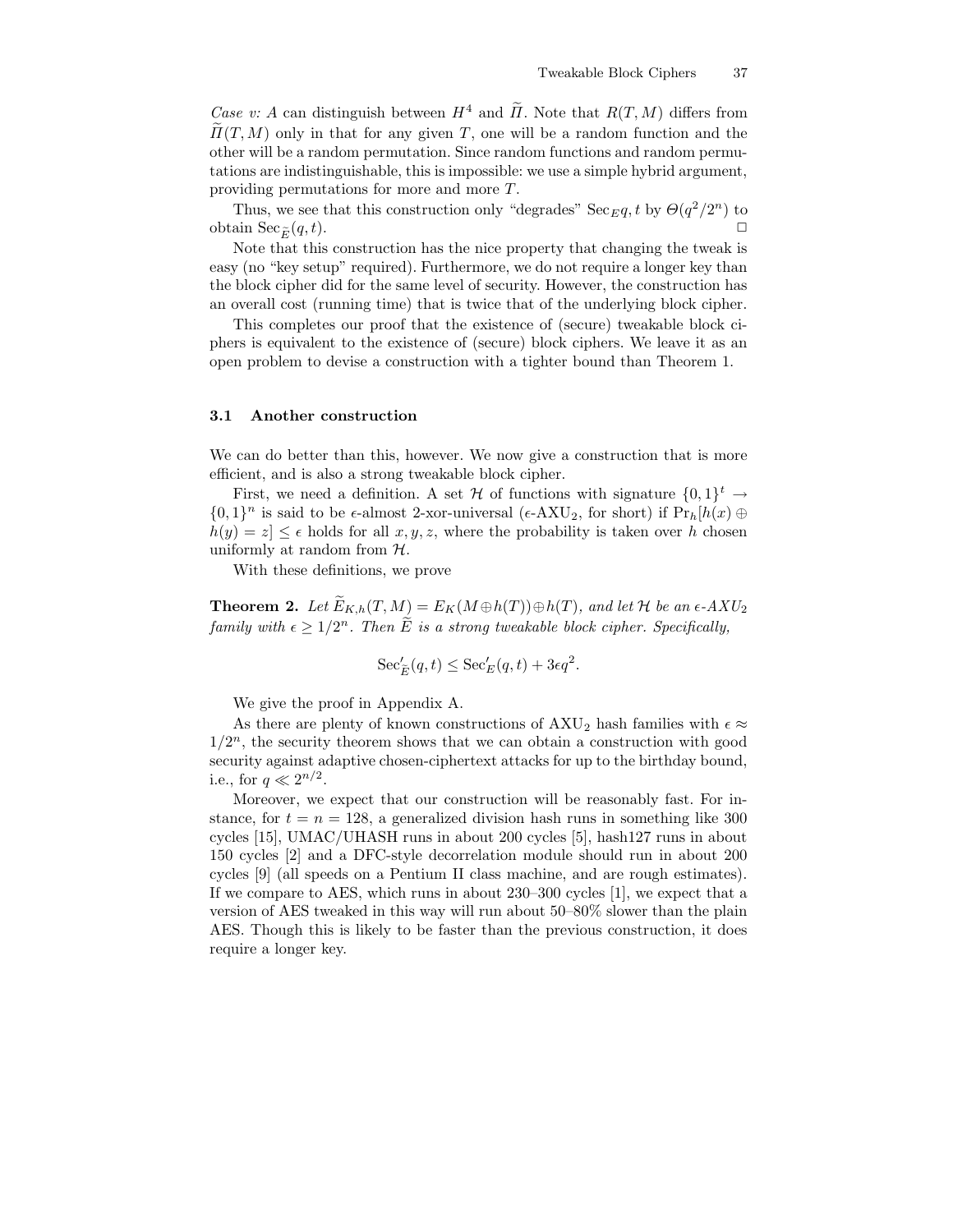*Case v: A* can distinguish between $H^4$ and $\widetilde{\Pi}$. Note that $R(T, M)$ differs from $\widetilde{\Pi}(T, M)$ only in that for any given $T$, one will be a random function and the other will be a random permutation. Since random functions and random permutations are indistinguishable, this is impossible: we use a simple hybrid argument, providing permutations for more and more $T$.

Thus, we see that this construction only "degrades" $\mathrm{Sec}_E q, t$ by $\Theta(q^2/2^n)$ to obtain $\mathrm{Sec}_{\widetilde{E}}(q, t)$. □

Note that this construction has the nice property that changing the tweak is easy (no "key setup" required). Furthermore, we do not require a longer key than the block cipher did for the same level of security. However, the construction has an overall cost (running time) that is twice that of the underlying block cipher.

This completes our proof that the existence of (secure) tweakable block ciphers is equivalent to the existence of (secure) block ciphers. We leave it as an open problem to devise a construction with a tighter bound than Theorem 1.

### 3.1 Another construction

We can do better than this, however. We now give a construction that is more efficient, and is also a strong tweakable block cipher.

First, we need a definition. A set $\mathcal{H}$ of functions with signature $\{0,1\}^t \rightarrow \{0,1\}^n$ is said to be $\epsilon$-almost 2-xor-universal ($\epsilon$-AXU$_2$, for short) if $\Pr_h[h(x) \oplus h(y) = z] \leq \epsilon$ holds for all $x, y, z$, where the probability is taken over $h$ chosen uniformly at random from $\mathcal{H}$.

With these definitions, we prove

**Theorem 2.** *Let $\widetilde{E}_{K,h}(T, M) = E_K(M \oplus h(T)) \oplus h(T)$, and let $\mathcal{H}$ be an $\epsilon$-$AXU_2$ family with $\epsilon \geq 1/2^n$. Then $\widetilde{E}$ is a strong tweakable block cipher. Specifically,*

$$\mathrm{Sec}'_{\widetilde{E}}(q, t) \leq \mathrm{Sec}'_E(q, t) + 3\epsilon q^2.$$

We give the proof in Appendix A.

As there are plenty of known constructions of AXU$_2$ hash families with $\epsilon \approx 1/2^n$, the security theorem shows that we can obtain a construction with good security against adaptive chosen-ciphertext attacks for up to the birthday bound, i.e., for $q \ll 2^{n/2}$.

Moreover, we expect that our construction will be reasonably fast. For instance, for $t = n = 128$, a generalized division hash runs in something like 300 cycles [15], UMAC/UHASH runs in about 200 cycles [5], hash127 runs in about 150 cycles [2] and a DFC-style decorrelation module should run in about 200 cycles [9] (all speeds on a Pentium II class machine, and are rough estimates). If we compare to AES, which runs in about 230–300 cycles [1], we expect that a version of AES tweaked in this way will run about 50–80% slower than the plain AES. Though this is likely to be faster than the previous construction, it does require a longer key.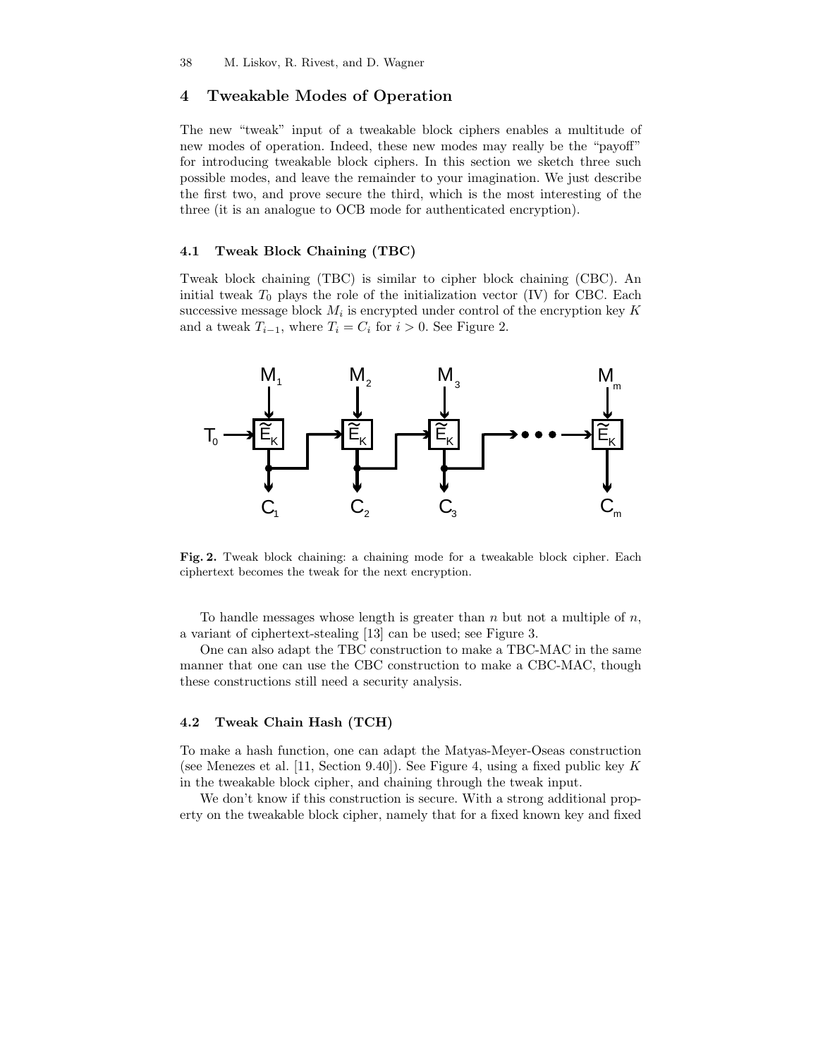## 4 Tweakable Modes of Operation

The new "tweak" input of a tweakable block ciphers enables a multitude of new modes of operation. Indeed, these new modes may really be the "payoff" for introducing tweakable block ciphers. In this section we sketch three such possible modes, and leave the remainder to your imagination. We just describe the first two, and prove secure the third, which is the most interesting of the three (it is an analogue to OCB mode for authenticated encryption).

### 4.1 Tweak Block Chaining (TBC)

Tweak block chaining (TBC) is similar to cipher block chaining (CBC). An initial tweak $T_0$ plays the role of the initialization vector (IV) for CBC. Each successive message block $M_i$ is encrypted under control of the encryption key $K$ and a tweak $T_{i-1}$, where $T_i = C_i$ for $i > 0$. See Figure 2.

**Fig. 2.** Tweak block chaining: a chaining mode for a tweakable block cipher. Each ciphertext becomes the tweak for the next encryption.

To handle messages whose length is greater than $n$ but not a multiple of $n$, a variant of ciphertext-stealing [13] can be used; see Figure 3.

One can also adapt the TBC construction to make a TBC-MAC in the same manner that one can use the CBC construction to make a CBC-MAC, though these constructions still need a security analysis.

### 4.2 Tweak Chain Hash (TCH)

To make a hash function, one can adapt the Matyas-Meyer-Oseas construction (see Menezes et al. [11, Section 9.40]). See Figure 4, using a fixed public key $K$ in the tweakable block cipher, and chaining through the tweak input.

We don't know if this construction is secure. With a strong additional property on the tweakable block cipher, namely that for a fixed known key and fixed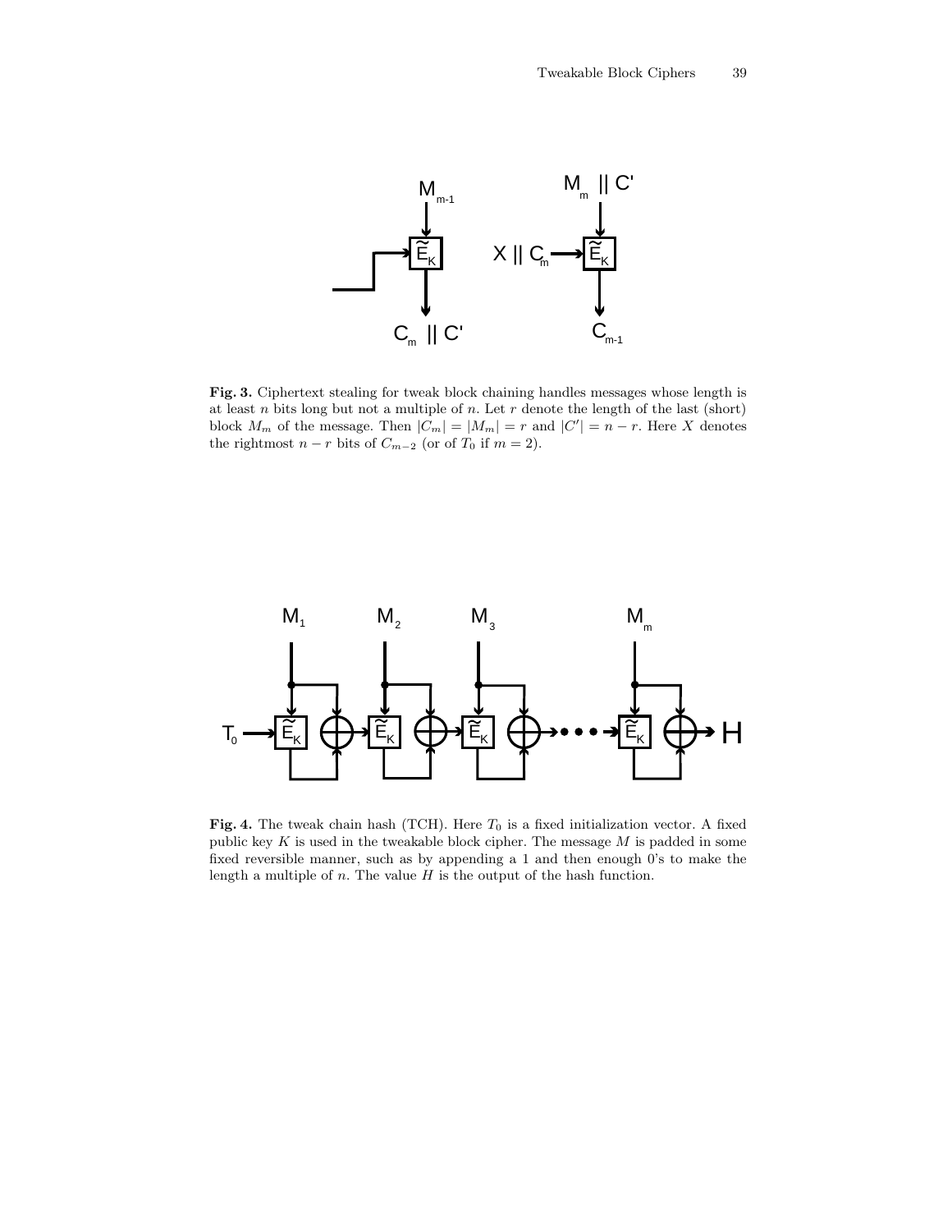**Fig. 3.** Ciphertext stealing for tweak block chaining handles messages whose length is at least $n$ bits long but not a multiple of $n$. Let $r$ denote the length of the last (short) block $M_m$ of the message. Then $|C_m| = |M_m| = r$ and $|C'| = n - r$. Here $X$ denotes the rightmost $n - r$ bits of $C_{m-2}$ (or of $T_0$ if $m = 2$).

**Fig. 4.** The tweak chain hash (TCH). Here $T_0$ is a fixed initialization vector. A fixed public key $K$ is used in the tweakable block cipher. The message $M$ is padded in some fixed reversible manner, such as by appending a 1 and then enough 0's to make the length a multiple of $n$. The value $H$ is the output of the hash function.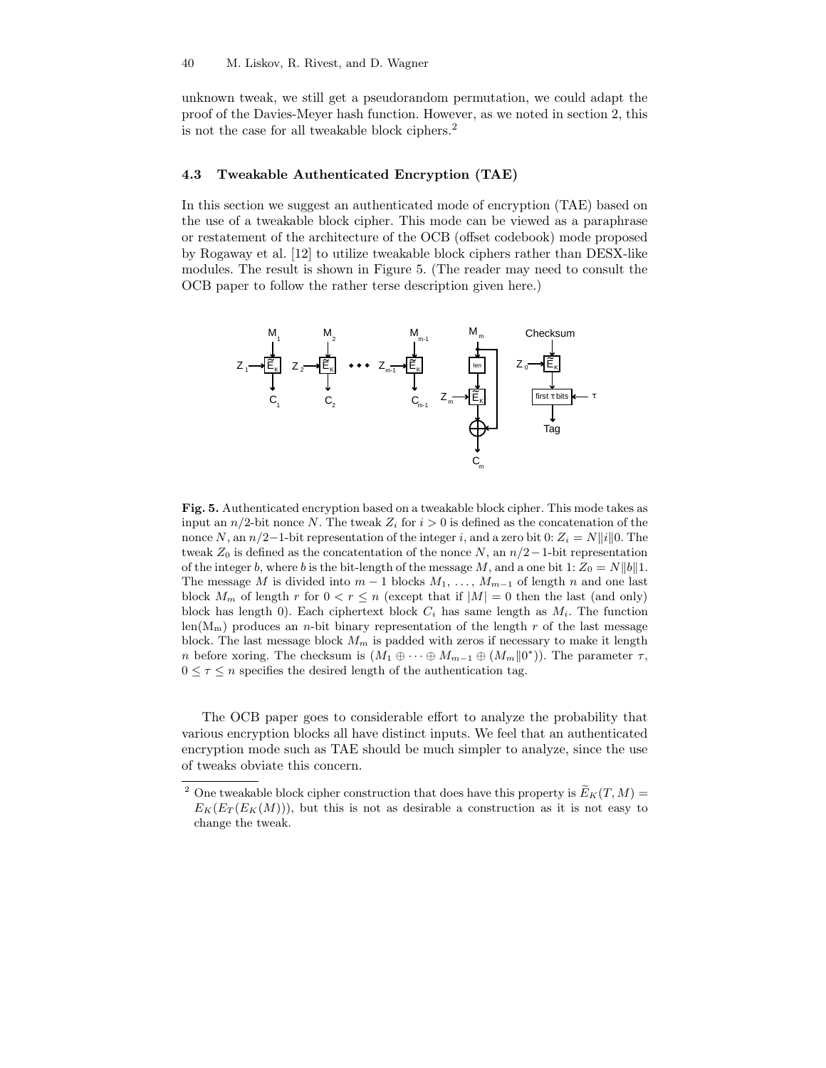unknown tweak, we still get a pseudorandom permutation, we could adapt the proof of the Davies-Meyer hash function. However, as we noted in section 2, this is not the case for all tweakable block ciphers.[2]

### 4.3 Tweakable Authenticated Encryption (TAE)

In this section we suggest an authenticated mode of encryption (TAE) based on the use of a tweakable block cipher. This mode can be viewed as a paraphrase or restatement of the architecture of the OCB (offset codebook) mode proposed by Rogaway et al. [12] to utilize tweakable block ciphers rather than DESX-like modules. The result is shown in Figure 5. (The reader may need to consult the OCB paper to follow the rather terse description given here.)

**Fig. 5.** Authenticated encryption based on a tweakable block cipher. This mode takes as input an $n/2$-bit nonce $N$. The tweak $Z_i$ for $i > 0$ is defined as the concatenation of the nonce $N$, an $n/2-1$-bit representation of the integer $i$, and a zero bit 0: $Z_i = N\|i\|0$. The tweak $Z_0$ is defined as the concatentation of the nonce $N$, an $n/2-1$-bit representation of the integer $b$, where $b$ is the bit-length of the message $M$, and a one bit 1: $Z_0 = N\|b\|1$. The message $M$ is divided into $m-1$ blocks $M_1, \ldots, M_{m-1}$ of length $n$ and one last block $M_m$ of length $r$ for $0 < r \leq n$ (except that if $|M| = 0$ then the last (and only) block has length 0). Each ciphertext block $C_i$ has same length as $M_i$. The function $\mathrm{len}(\mathrm{M_m})$ produces an $n$-bit binary representation of the length $r$ of the last message block. The last message block $M_m$ is padded with zeros if necessary to make it length $n$ before xoring. The checksum is $(M_1 \oplus \cdots \oplus M_{m-1} \oplus (M_m\|0^*))$. The parameter $\tau$, $0 \leq \tau \leq n$ specifies the desired length of the authentication tag.

The OCB paper goes to considerable effort to analyze the probability that various encryption blocks all have distinct inputs. We feel that an authenticated encryption mode such as TAE should be much simpler to analyze, since the use of tweaks obviate this concern.

---

[2] One tweakable block cipher construction that does have this property is $\widetilde{E}_K(T, M) = E_K(E_T(E_K(M)))$, but this is not as desirable a construction as it is not easy to change the tweak.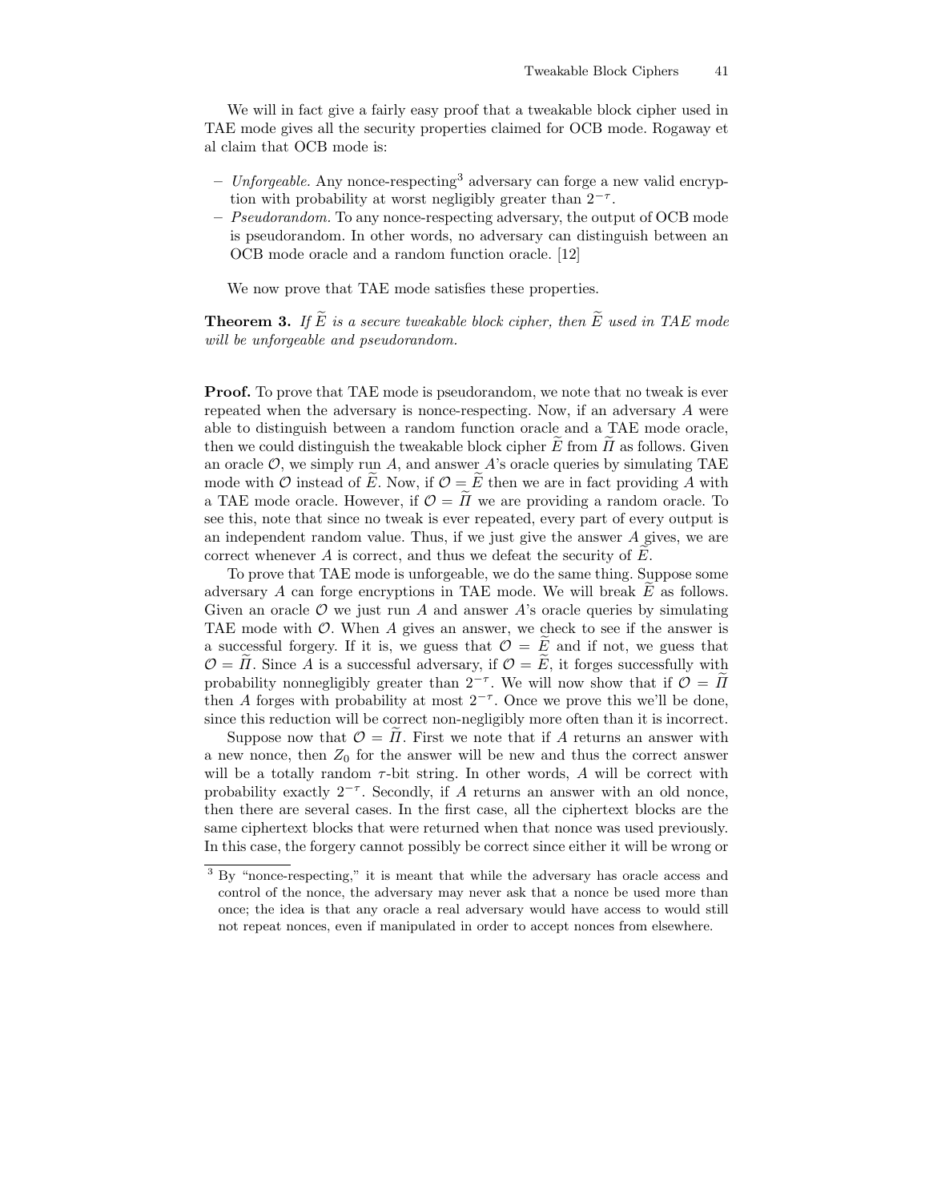We will in fact give a fairly easy proof that a tweakable block cipher used in TAE mode gives all the security properties claimed for OCB mode. Rogaway et al claim that OCB mode is:

- *Unforgeable.* Any nonce-respecting[3] adversary can forge a new valid encryption with probability at worst negligibly greater than $2^{-\tau}$.
- *Pseudorandom.* To any nonce-respecting adversary, the output of OCB mode is pseudorandom. In other words, no adversary can distinguish between an OCB mode oracle and a random function oracle. [12]

We now prove that TAE mode satisfies these properties.

**Theorem 3.** *If $\widetilde{E}$ is a secure tweakable block cipher, then $\widetilde{E}$ used in TAE mode will be unforgeable and pseudorandom.*

**Proof.** To prove that TAE mode is pseudorandom, we note that no tweak is ever repeated when the adversary is nonce-respecting. Now, if an adversary $A$ were able to distinguish between a random function oracle and a TAE mode oracle, then we could distinguish the tweakable block cipher $\widetilde{E}$ from $\widetilde{\Pi}$ as follows. Given an oracle $\mathcal{O}$, we simply run $A$, and answer $A$'s oracle queries by simulating TAE mode with $\mathcal{O}$ instead of $\widetilde{E}$. Now, if $\mathcal{O} = \widetilde{E}$ then we are in fact providing $A$ with a TAE mode oracle. However, if $\mathcal{O} = \widetilde{\Pi}$ we are providing a random oracle. To see this, note that since no tweak is ever repeated, every part of every output is an independent random value. Thus, if we just give the answer $A$ gives, we are correct whenever $A$ is correct, and thus we defeat the security of $\widetilde{E}$.

To prove that TAE mode is unforgeable, we do the same thing. Suppose some adversary $A$ can forge encryptions in TAE mode. We will break $\widetilde{E}$ as follows. Given an oracle $\mathcal{O}$ we just run $A$ and answer $A$'s oracle queries by simulating TAE mode with $\mathcal{O}$. When $A$ gives an answer, we check to see if the answer is a successful forgery. If it is, we guess that $\mathcal{O} = \widetilde{E}$ and if not, we guess that $\mathcal{O} = \widetilde{\Pi}$. Since $A$ is a successful adversary, if $\mathcal{O} = \widetilde{E}$, it forges successfully with probability nonnegligibly greater than $2^{-\tau}$. We will now show that if $\mathcal{O} = \widetilde{\Pi}$ then $A$ forges with probability at most $2^{-\tau}$. Once we prove this we'll be done, since this reduction will be correct non-negligibly more often than it is incorrect.

Suppose now that $\mathcal{O} = \widetilde{\Pi}$. First we note that if $A$ returns an answer with a new nonce, then $Z_0$ for the answer will be new and thus the correct answer will be a totally random $\tau$-bit string. In other words, $A$ will be correct with probability exactly $2^{-\tau}$. Secondly, if $A$ returns an answer with an old nonce, then there are several cases. In the first case, all the ciphertext blocks are the same ciphertext blocks that were returned when that nonce was used previously. In this case, the forgery cannot possibly be correct since either it will be wrong or

[3] By "nonce-respecting," it is meant that while the adversary has oracle access and control of the nonce, the adversary may never ask that a nonce be used more than once; the idea is that any oracle a real adversary would have access to would still not repeat nonces, even if manipulated in order to accept nonces from elsewhere.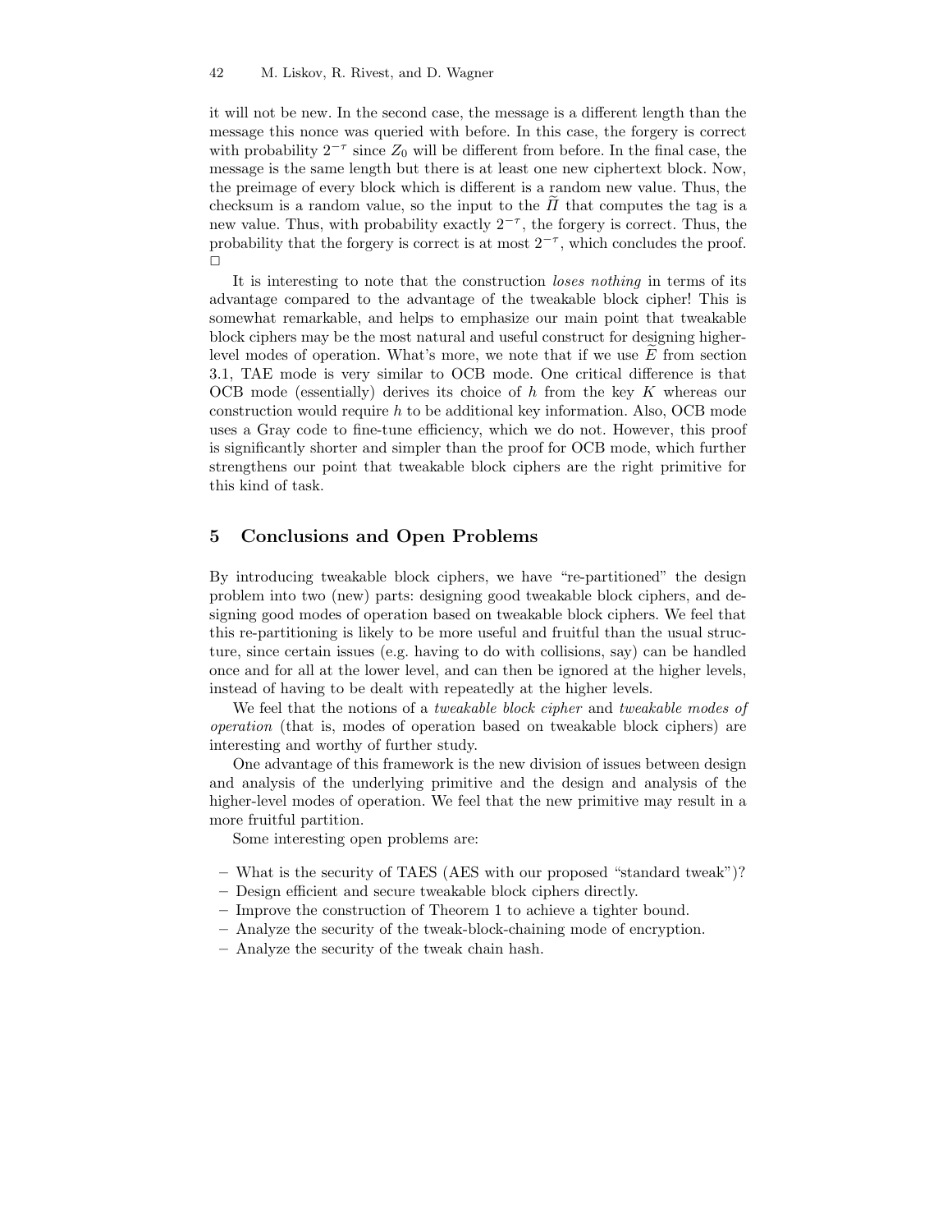it will not be new. In the second case, the message is a different length than the message this nonce was queried with before. In this case, the forgery is correct with probability $2^{-\tau}$ since $Z_0$ will be different from before. In the final case, the message is the same length but there is at least one new ciphertext block. Now, the preimage of every block which is different is a random new value. Thus, the checksum is a random value, so the input to the $\widetilde{\Pi}$ that computes the tag is a new value. Thus, with probability exactly $2^{-\tau}$, the forgery is correct. Thus, the probability that the forgery is correct is at most $2^{-\tau}$, which concludes the proof. □

It is interesting to note that the construction *loses nothing* in terms of its advantage compared to the advantage of the tweakable block cipher! This is somewhat remarkable, and helps to emphasize our main point that tweakable block ciphers may be the most natural and useful construct for designing higher-level modes of operation. What's more, we note that if we use $\widetilde{E}$ from section 3.1, TAE mode is very similar to OCB mode. One critical difference is that OCB mode (essentially) derives its choice of $h$ from the key $K$ whereas our construction would require $h$ to be additional key information. Also, OCB mode uses a Gray code to fine-tune efficiency, which we do not. However, this proof is significantly shorter and simpler than the proof for OCB mode, which further strengthens our point that tweakable block ciphers are the right primitive for this kind of task.

## 5 Conclusions and Open Problems

By introducing tweakable block ciphers, we have "re-partitioned" the design problem into two (new) parts: designing good tweakable block ciphers, and designing good modes of operation based on tweakable block ciphers. We feel that this re-partitioning is likely to be more useful and fruitful than the usual structure, since certain issues (e.g. having to do with collisions, say) can be handled once and for all at the lower level, and can then be ignored at the higher levels, instead of having to be dealt with repeatedly at the higher levels.

We feel that the notions of a *tweakable block cipher* and *tweakable modes of operation* (that is, modes of operation based on tweakable block ciphers) are interesting and worthy of further study.

One advantage of this framework is the new division of issues between design and analysis of the underlying primitive and the design and analysis of the higher-level modes of operation. We feel that the new primitive may result in a more fruitful partition.

Some interesting open problems are:

- What is the security of TAES (AES with our proposed "standard tweak")?
- Design efficient and secure tweakable block ciphers directly.
- Improve the construction of Theorem 1 to achieve a tighter bound.
- Analyze the security of the tweak-block-chaining mode of encryption.
- Analyze the security of the tweak chain hash.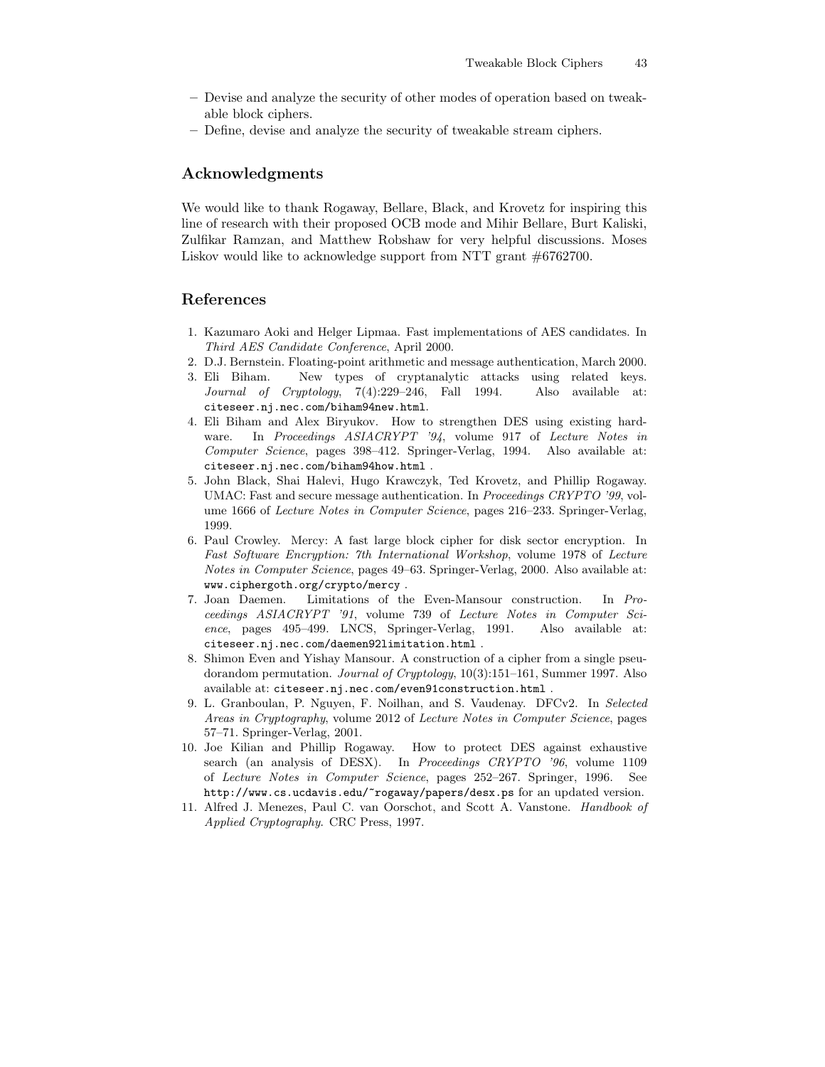– Devise and analyze the security of other modes of operation based on tweakable block ciphers.
– Define, devise and analyze the security of tweakable stream ciphers.

## Acknowledgments

We would like to thank Rogaway, Bellare, Black, and Krovetz for inspiring this line of research with their proposed OCB mode and Mihir Bellare, Burt Kaliski, Zulfikar Ramzan, and Matthew Robshaw for very helpful discussions. Moses Liskov would like to acknowledge support from NTT grant #6762700.

## References

1. Kazumaro Aoki and Helger Lipmaa. Fast implementations of AES candidates. In *Third AES Candidate Conference*, April 2000.
2. D.J. Bernstein. Floating-point arithmetic and message authentication, March 2000.
3. Eli Biham. New types of cryptanalytic attacks using related keys. *Journal of Cryptology*, 7(4):229–246, Fall 1994. Also available at: `citeseer.nj.nec.com/biham94new.html`.
4. Eli Biham and Alex Biryukov. How to strengthen DES using existing hardware. In *Proceedings ASIACRYPT '94*, volume 917 of *Lecture Notes in Computer Science*, pages 398–412. Springer-Verlag, 1994. Also available at: `citeseer.nj.nec.com/biham94how.html` .
5. John Black, Shai Halevi, Hugo Krawczyk, Ted Krovetz, and Phillip Rogaway. UMAC: Fast and secure message authentication. In *Proceedings CRYPTO '99*, volume 1666 of *Lecture Notes in Computer Science*, pages 216–233. Springer-Verlag, 1999.
6. Paul Crowley. Mercy: A fast large block cipher for disk sector encryption. In *Fast Software Encryption: 7th International Workshop*, volume 1978 of *Lecture Notes in Computer Science*, pages 49–63. Springer-Verlag, 2000. Also available at: `www.ciphergoth.org/crypto/mercy` .
7. Joan Daemen. Limitations of the Even-Mansour construction. In *Proceedings ASIACRYPT '91*, volume 739 of *Lecture Notes in Computer Science*, pages 495–499. LNCS, Springer-Verlag, 1991. Also available at: `citeseer.nj.nec.com/daemen92limitation.html` .
8. Shimon Even and Yishay Mansour. A construction of a cipher from a single pseudorandom permutation. *Journal of Cryptology*, 10(3):151–161, Summer 1997. Also available at: `citeseer.nj.nec.com/even91construction.html` .
9. L. Granboulan, P. Nguyen, F. Noilhan, and S. Vaudenay. DFCv2. In *Selected Areas in Cryptography*, volume 2012 of *Lecture Notes in Computer Science*, pages 57–71. Springer-Verlag, 2001.
10. Joe Kilian and Phillip Rogaway. How to protect DES against exhaustive search (an analysis of DESX). In *Proceedings CRYPTO '96*, volume 1109 of *Lecture Notes in Computer Science*, pages 252–267. Springer, 1996. See `http://www.cs.ucdavis.edu/~rogaway/papers/desx.ps` for an updated version.
11. Alfred J. Menezes, Paul C. van Oorschot, and Scott A. Vanstone. *Handbook of Applied Cryptography*. CRC Press, 1997.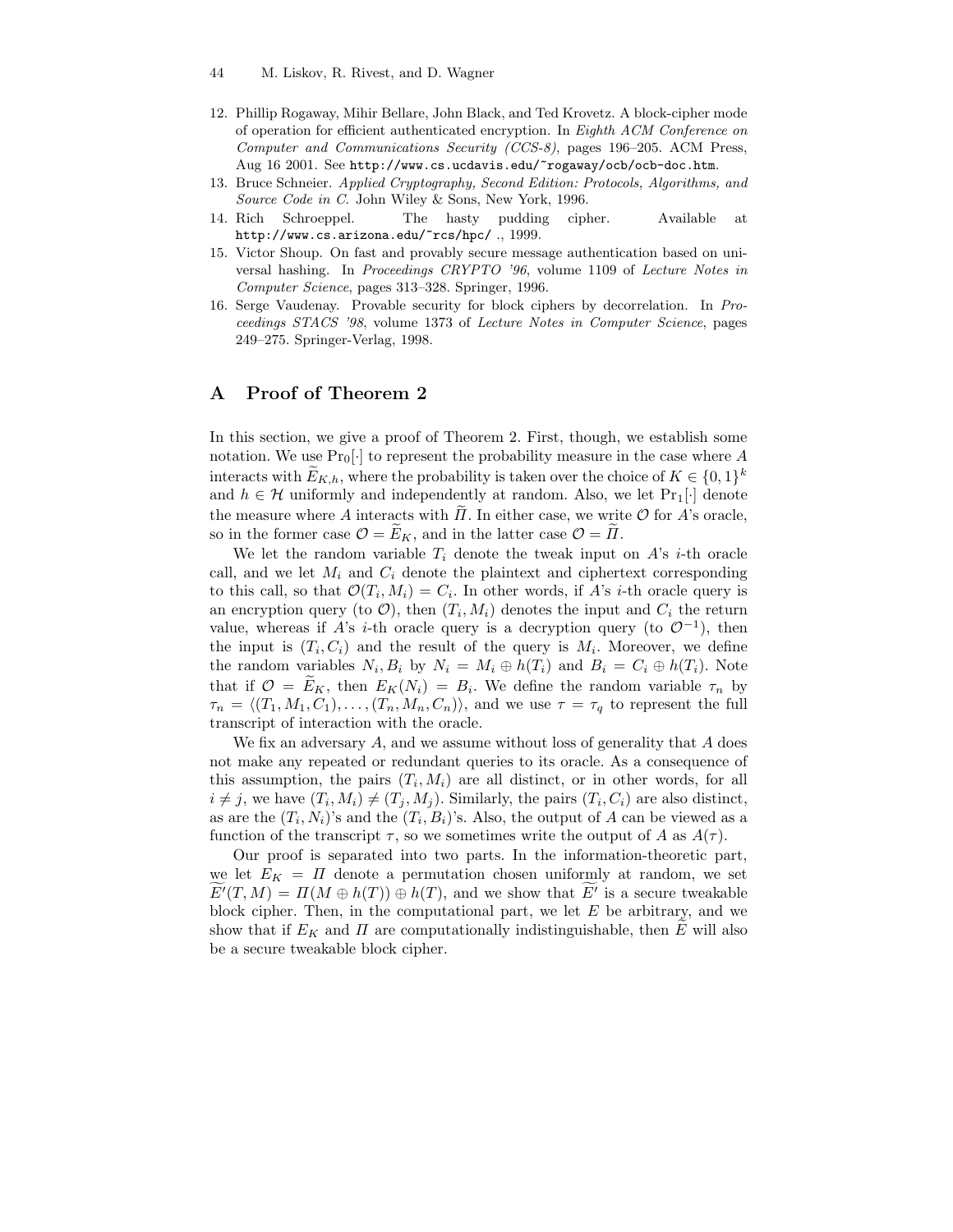12. Phillip Rogaway, Mihir Bellare, John Black, and Ted Krovetz. A block-cipher mode of operation for efficient authenticated encryption. In *Eighth ACM Conference on Computer and Communications Security (CCS-8)*, pages 196–205. ACM Press, Aug 16 2001. See `http://www.cs.ucdavis.edu/~rogaway/ocb/ocb-doc.htm`.
13. Bruce Schneier. *Applied Cryptography, Second Edition: Protocols, Algorithms, and Source Code in C*. John Wiley & Sons, New York, 1996.
14. Rich Schroeppel. The hasty pudding cipher. Available at `http://www.cs.arizona.edu/~rcs/hpc/` ., 1999.
15. Victor Shoup. On fast and provably secure message authentication based on universal hashing. In *Proceedings CRYPTO '96*, volume 1109 of *Lecture Notes in Computer Science*, pages 313–328. Springer, 1996.
16. Serge Vaudenay. Provable security for block ciphers by decorrelation. In *Proceedings STACS '98*, volume 1373 of *Lecture Notes in Computer Science*, pages 249–275. Springer-Verlag, 1998.

## A Proof of Theorem 2

In this section, we give a proof of Theorem 2. First, though, we establish some notation. We use $\Pr_0[\cdot]$ to represent the probability measure in the case where $A$ interacts with $\widetilde{E}_{K,h}$, where the probability is taken over the choice of $K \in \{0,1\}^k$ and $h \in \mathcal{H}$ uniformly and independently at random. Also, we let $\Pr_1[\cdot]$ denote the measure where $A$ interacts with $\widetilde{\Pi}$. In either case, we write $\mathcal{O}$ for $A$'s oracle, so in the former case $\mathcal{O} = \widetilde{E}_K$, and in the latter case $\mathcal{O} = \widetilde{\Pi}$.

We let the random variable $T_i$ denote the tweak input on $A$'s $i$-th oracle call, and we let $M_i$ and $C_i$ denote the plaintext and ciphertext corresponding to this call, so that $\mathcal{O}(T_i, M_i) = C_i$. In other words, if $A$'s $i$-th oracle query is an encryption query (to $\mathcal{O}$), then $(T_i, M_i)$ denotes the input and $C_i$ the return value, whereas if $A$'s $i$-th oracle query is a decryption query (to $\mathcal{O}^{-1}$), then the input is $(T_i, C_i)$ and the result of the query is $M_i$. Moreover, we define the random variables $N_i, B_i$ by $N_i = M_i \oplus h(T_i)$ and $B_i = C_i \oplus h(T_i)$. Note that if $\mathcal{O} = \widetilde{E}_K$, then $E_K(N_i) = B_i$. We define the random variable $\tau_n$ by $\tau_n = \langle (T_1, M_1, C_1), \ldots, (T_n, M_n, C_n) \rangle$, and we use $\tau = \tau_q$ to represent the full transcript of interaction with the oracle.

We fix an adversary $A$, and we assume without loss of generality that $A$ does not make any repeated or redundant queries to its oracle. As a consequence of this assumption, the pairs $(T_i, M_i)$ are all distinct, or in other words, for all $i \neq j$, we have $(T_i, M_i) \neq (T_j, M_j)$. Similarly, the pairs $(T_i, C_i)$ are also distinct, as are the $(T_i, N_i)$'s and the $(T_i, B_i)$'s. Also, the output of $A$ can be viewed as a function of the transcript $\tau$, so we sometimes write the output of $A$ as $A(\tau)$.

Our proof is separated into two parts. In the information-theoretic part, we let $E_K = \Pi$ denote a permutation chosen uniformly at random, we set $\widetilde{E'}(T, M) = \Pi(M \oplus h(T)) \oplus h(T)$, and we show that $\widetilde{E'}$ is a secure tweakable block cipher. Then, in the computational part, we let $E$ be arbitrary, and we show that if $E_K$ and $\Pi$ are computationally indistinguishable, then $\widetilde{E}$ will also be a secure tweakable block cipher.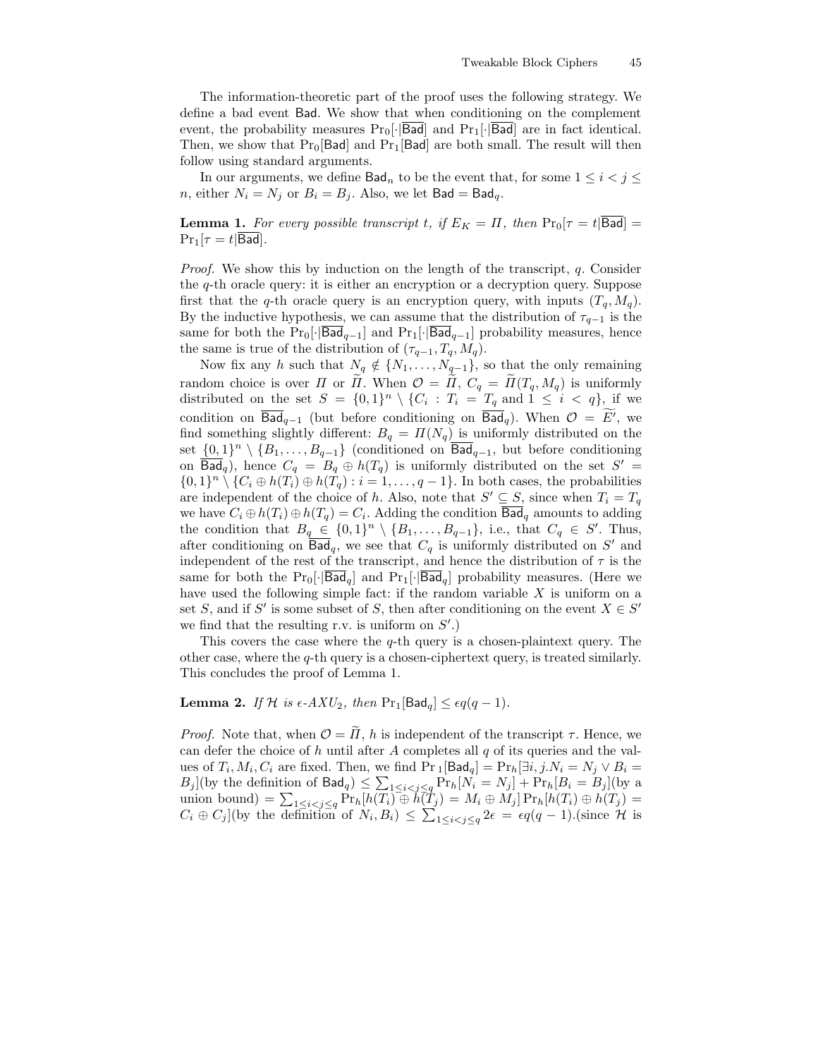The information-theoretic part of the proof uses the following strategy. We define a bad event $\mathsf{Bad}$. We show that when conditioning on the complement event, the probability measures $\Pr_0[\cdot|\overline{\mathsf{Bad}}]$ and $\Pr_1[\cdot|\overline{\mathsf{Bad}}]$ are in fact identical. Then, we show that $\Pr_0[\mathsf{Bad}]$ and $\Pr_1[\mathsf{Bad}]$ are both small. The result will then follow using standard arguments.

In our arguments, we define $\mathsf{Bad}_n$ to be the event that, for some $1 \leq i < j \leq n$, either $N_i = N_j$ or $B_i = B_j$. Also, we let $\mathsf{Bad} = \mathsf{Bad}_q$.

**Lemma 1.** *For every possible transcript $t$, if $E_K = \Pi$, then $\Pr_0[\tau = t|\overline{\mathsf{Bad}}] = \Pr_1[\tau = t|\overline{\mathsf{Bad}}]$.*

*Proof.* We show this by induction on the length of the transcript, $q$. Consider the $q$-th oracle query: it is either an encryption or a decryption query. Suppose first that the $q$-th oracle query is an encryption query, with inputs $(T_q, M_q)$. By the inductive hypothesis, we can assume that the distribution of $\tau_{q-1}$ is the same for both the $\Pr_0[\cdot|\overline{\mathsf{Bad}}_{q-1}]$ and $\Pr_1[\cdot|\overline{\mathsf{Bad}}_{q-1}]$ probability measures, hence the same is true of the distribution of $(\tau_{q-1}, T_q, M_q)$.

Now fix any $h$ such that $N_q \notin \{N_1, \ldots, N_{q-1}\}$, so that the only remaining random choice is over $\Pi$ or $\widetilde{\Pi}$. When $\mathcal{O} = \widetilde{\Pi}$, $C_q = \widetilde{\Pi}(T_q, M_q)$ is uniformly distributed on the set $S = \{0,1\}^n \setminus \{C_i : T_i = T_q \text{ and } 1 \leq i < q\}$, if we condition on $\overline{\mathsf{Bad}}_{q-1}$ (but before conditioning on $\overline{\mathsf{Bad}}_q$). When $\mathcal{O} = \widetilde{E'}$, we find something slightly different: $B_q = \Pi(N_q)$ is uniformly distributed on the set $\{0,1\}^n \setminus \{B_1, \ldots, B_{q-1}\}$ (conditioned on $\overline{\mathsf{Bad}}_{q-1}$, but before conditioning on $\overline{\mathsf{Bad}}_q$), hence $C_q = B_q \oplus h(T_q)$ is uniformly distributed on the set $S' = \{0,1\}^n \setminus \{C_i \oplus h(T_i) \oplus h(T_q) : i = 1, \ldots, q-1\}$. In both cases, the probabilities are independent of the choice of $h$. Also, note that $S' \subseteq S$, since when $T_i = T_q$ we have $C_i \oplus h(T_i) \oplus h(T_q) = C_i$. Adding the condition $\overline{\mathsf{Bad}}_q$ amounts to adding the condition that $B_q \in \{0,1\}^n \setminus \{B_1, \ldots, B_{q-1}\}$, i.e., that $C_q \in S'$. Thus, after conditioning on $\overline{\mathsf{Bad}}_q$, we see that $C_q$ is uniformly distributed on $S'$ and independent of the rest of the transcript, and hence the distribution of $\tau$ is the same for both the $\Pr_0[\cdot|\overline{\mathsf{Bad}}_q]$ and $\Pr_1[\cdot|\overline{\mathsf{Bad}}_q]$ probability measures. (Here we have used the following simple fact: if the random variable $X$ is uniform on a set $S$, and if $S'$ is some subset of $S$, then after conditioning on the event $X \in S'$ we find that the resulting r.v. is uniform on $S'$.)

This covers the case where the $q$-th query is a chosen-plaintext query. The other case, where the $q$-th query is a chosen-ciphertext query, is treated similarly. This concludes the proof of Lemma 1.

**Lemma 2.** *If $\mathcal{H}$ is $\epsilon$-AXU$_2$, then $\Pr_1[\mathsf{Bad}_q] \leq \epsilon q(q-1)$.*

*Proof.* Note that, when $\mathcal{O} = \widetilde{\Pi}$, $h$ is independent of the transcript $\tau$. Hence, we can defer the choice of $h$ until after $A$ completes all $q$ of its queries and the values of $T_i, M_i, C_i$ are fixed. Then, we find $\Pr_1[\mathsf{Bad}_q] = \Pr_h[\exists i, j. N_i = N_j \vee B_i = B_j]$(by the definition of $\mathsf{Bad}_q$) $\leq \sum_{1 \leq i < j \leq q} \Pr_h[N_i = N_j] + \Pr_h[B_i = B_j]$(by a union bound) $= \sum_{1 \leq i < j \leq q} \Pr_h[h(T_i) \oplus h(T_j) = M_i \oplus M_j] \Pr_h[h(T_i) \oplus h(T_j) = C_i \oplus C_j]$(by the definition of $N_i, B_i$) $\leq \sum_{1 \leq i < j \leq q} 2\epsilon = \epsilon q(q-1)$.(since $\mathcal{H}$ is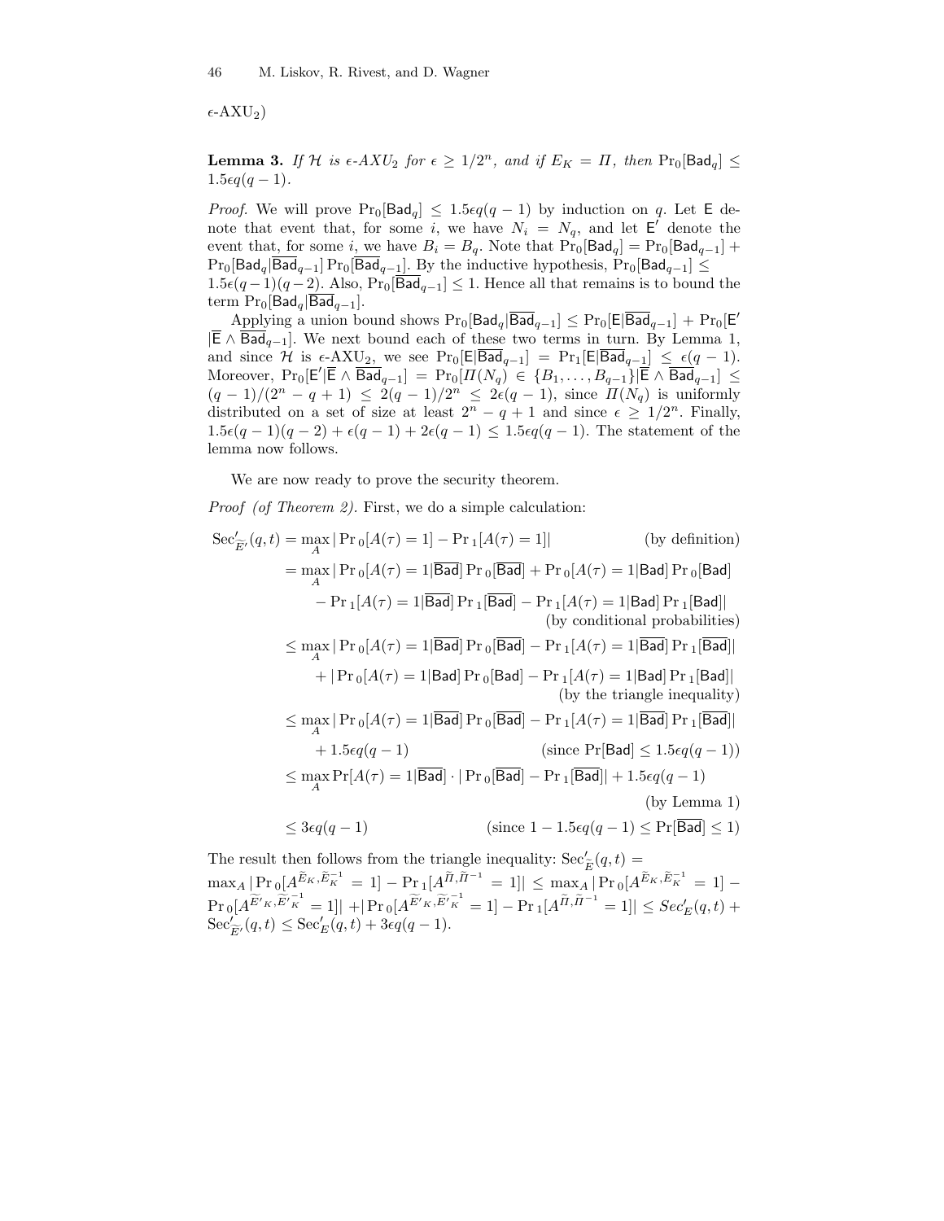$\epsilon$-AXU$_2$)

**Lemma 3.** *If $\mathcal{H}$ is $\epsilon$-AXU$_2$ for $\epsilon \geq 1/2^n$, and if $E_K = \Pi$, then* $\Pr_0[\mathsf{Bad}_q] \leq 1.5\epsilon q(q-1)$.

*Proof.* We will prove $\Pr_0[\mathsf{Bad}_q] \leq 1.5\epsilon q(q-1)$ by induction on $q$. Let $\mathsf{E}$ denote that event that, for some $i$, we have $N_i = N_q$, and let $\mathsf{E}'$ denote the event that, for some $i$, we have $B_i = B_q$. Note that $\Pr_0[\mathsf{Bad}_q] = \Pr_0[\mathsf{Bad}_{q-1}] + \Pr_0[\mathsf{Bad}_q|\overline{\mathsf{Bad}}_{q-1}]\Pr_0[\overline{\mathsf{Bad}}_{q-1}]$. By the inductive hypothesis, $\Pr_0[\mathsf{Bad}_{q-1}] \leq 1.5\epsilon(q-1)(q-2)$. Also, $\Pr_0[\overline{\mathsf{Bad}}_{q-1}] \leq 1$. Hence all that remains is to bound the term $\Pr_0[\mathsf{Bad}_q|\overline{\mathsf{Bad}}_{q-1}]$.

Applying a union bound shows $\Pr_0[\mathsf{Bad}_q|\overline{\mathsf{Bad}}_{q-1}] \leq \Pr_0[\mathsf{E}|\overline{\mathsf{Bad}}_{q-1}] + \Pr_0[\mathsf{E}'|\overline{\mathsf{E}} \wedge \overline{\mathsf{Bad}}_{q-1}]$. We next bound each of these two terms in turn. By Lemma 1, and since $\mathcal{H}$ is $\epsilon$-AXU$_2$, we see $\Pr_0[\mathsf{E}|\overline{\mathsf{Bad}}_{q-1}] = \Pr_1[\mathsf{E}|\overline{\mathsf{Bad}}_{q-1}] \leq \epsilon(q-1)$. Moreover, $\Pr_0[\mathsf{E}'|\overline{\mathsf{E}} \wedge \overline{\mathsf{Bad}}_{q-1}] = \Pr_0[\Pi(N_q) \in \{B_1, \ldots, B_{q-1}\}|\overline{\mathsf{E}} \wedge \overline{\mathsf{Bad}}_{q-1}] \leq (q-1)/(2^n - q + 1) \leq 2(q-1)/2^n \leq 2\epsilon(q-1)$, since $\Pi(N_q)$ is uniformly distributed on a set of size at least $2^n - q + 1$ and since $\epsilon \geq 1/2^n$. Finally, $1.5\epsilon(q-1)(q-2) + \epsilon(q-1) + 2\epsilon(q-1) \leq 1.5\epsilon q(q-1)$. The statement of the lemma now follows.

We are now ready to prove the security theorem.

*Proof (of Theorem 2).* First, we do a simple calculation:

$$
\begin{aligned}
\mathrm{Sec}'_{\widetilde{E'}}(q,t) &= \max_A |\Pr{}_0[A(\tau)=1] - \Pr{}_1[A(\tau)=1]| && \text{(by definition)}\\
&= \max_A |\Pr{}_0[A(\tau)=1|\overline{\mathsf{Bad}}]\Pr{}_0[\overline{\mathsf{Bad}}] + \Pr{}_0[A(\tau)=1|\mathsf{Bad}]\Pr{}_0[\mathsf{Bad}] \\
&\quad - \Pr{}_1[A(\tau)=1|\overline{\mathsf{Bad}}]\Pr{}_1[\overline{\mathsf{Bad}}] - \Pr{}_1[A(\tau)=1|\mathsf{Bad}]\Pr{}_1[\mathsf{Bad}]| \\
&&& \text{(by conditional probabilities)}\\
&\leq \max_A |\Pr{}_0[A(\tau)=1|\overline{\mathsf{Bad}}]\Pr{}_0[\overline{\mathsf{Bad}}] - \Pr{}_1[A(\tau)=1|\overline{\mathsf{Bad}}]\Pr{}_1[\overline{\mathsf{Bad}}]| \\
&\quad + |\Pr{}_0[A(\tau)=1|\mathsf{Bad}]\Pr{}_0[\mathsf{Bad}] - \Pr{}_1[A(\tau)=1|\mathsf{Bad}]\Pr{}_1[\mathsf{Bad}]| \\
&&& \text{(by the triangle inequality)}\\
&\leq \max_A |\Pr{}_0[A(\tau)=1|\overline{\mathsf{Bad}}]\Pr{}_0[\overline{\mathsf{Bad}}] - \Pr{}_1[A(\tau)=1|\overline{\mathsf{Bad}}]\Pr{}_1[\overline{\mathsf{Bad}}]| \\
&\quad + 1.5\epsilon q(q-1) && (\text{since } \Pr[\mathsf{Bad}] \leq 1.5\epsilon q(q-1))\\
&\leq \max_A \Pr[A(\tau)=1|\overline{\mathsf{Bad}}] \cdot |\Pr{}_0[\overline{\mathsf{Bad}}] - \Pr{}_1[\overline{\mathsf{Bad}}]| + 1.5\epsilon q(q-1) \\
&&& \text{(by Lemma 1)}\\
&\leq 3\epsilon q(q-1) && (\text{since } 1 - 1.5\epsilon q(q-1) \leq \Pr[\overline{\mathsf{Bad}}] \leq 1)
\end{aligned}
$$

The result then follows from the triangle inequality: $\mathrm{Sec}'_{\widetilde{E}}(q,t) = \max_A |\Pr{}_0[A^{\widetilde{E}_K,\widetilde{E}_K^{-1}}=1] - \Pr{}_1[A^{\widetilde{\Pi},\widetilde{\Pi}^{-1}}=1]| \leq \max_A |\Pr{}_0[A^{\widetilde{E}_K,\widetilde{E}_K^{-1}}=1] - \Pr{}_0[A^{\widetilde{E'}_K,\widetilde{E'}_K^{-1}}=1]| + |\Pr{}_0[A^{\widetilde{E'}_K,\widetilde{E'}_K^{-1}}=1] - \Pr{}_1[A^{\widetilde{\Pi},\widetilde{\Pi}^{-1}}=1]| \leq Sec'_E(q,t) + \mathrm{Sec}'_{\widetilde{E'}}(q,t) \leq \mathrm{Sec}'_E(q,t) + 3\epsilon q(q-1)$.